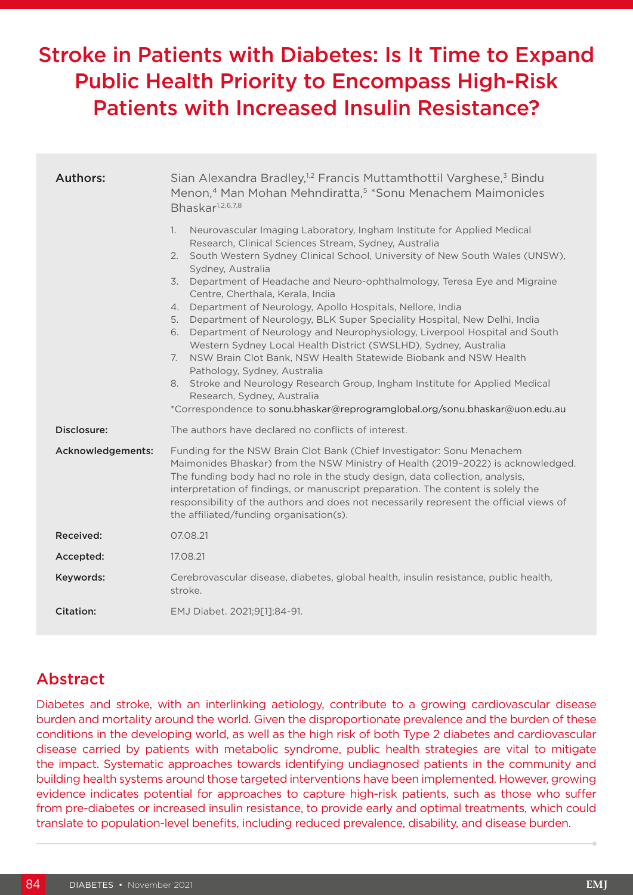# Stroke in Patients with Diabetes: Is It Time to Expand Public Health Priority to Encompass High-Risk Patients with Increased Insulin Resistance?

**Authors:** Sian Alexandra Bradley,[1,2] Francis Muttamthottil Varghese,[3] Bindu Menon,[4] Man Mohan Mehndiratta,[5] *Sonu Menachem Maimonides Bhaskar[1,2,6,7,8]

1. Neurovascular Imaging Laboratory, Ingham Institute for Applied Medical Research, Clinical Sciences Stream, Sydney, Australia
2. South Western Sydney Clinical School, University of New South Wales (UNSW), Sydney, Australia
3. Department of Headache and Neuro-ophthalmology, Teresa Eye and Migraine Centre, Cherthala, Kerala, India
4. Department of Neurology, Apollo Hospitals, Nellore, India
5. Department of Neurology, BLK Super Speciality Hospital, New Delhi, India
6. Department of Neurology and Neurophysiology, Liverpool Hospital and South Western Sydney Local Health District (SWSLHD), Sydney, Australia
7. NSW Brain Clot Bank, NSW Health Statewide Biobank and NSW Health Pathology, Sydney, Australia
8. Stroke and Neurology Research Group, Ingham Institute for Applied Medical Research, Sydney, Australia

*Correspondence to sonu.bhaskar@reprogramglobal.org/sonu.bhaskar@uon.edu.au

**Disclosure:** The authors have declared no conflicts of interest.

**Acknowledgements:** Funding for the NSW Brain Clot Bank (Chief Investigator: Sonu Menachem Maimonides Bhaskar) from the NSW Ministry of Health (2019–2022) is acknowledged. The funding body had no role in the study design, data collection, analysis, interpretation of findings, or manuscript preparation. The content is solely the responsibility of the authors and does not necessarily represent the official views of the affiliated/funding organisation(s).

**Received:** 07.08.21

**Accepted:** 17.08.21

**Keywords:** Cerebrovascular disease, diabetes, global health, insulin resistance, public health, stroke.

**Citation:** EMJ Diabet. 2021;9[1]:84-91.

## Abstract

Diabetes and stroke, with an interlinking aetiology, contribute to a growing cardiovascular disease burden and mortality around the world. Given the disproportionate prevalence and the burden of these conditions in the developing world, as well as the high risk of both Type 2 diabetes and cardiovascular disease carried by patients with metabolic syndrome, public health strategies are vital to mitigate the impact. Systematic approaches towards identifying undiagnosed patients in the community and building health systems around those targeted interventions have been implemented. However, growing evidence indicates potential for approaches to capture high-risk patients, such as those who suffer from pre-diabetes or increased insulin resistance, to provide early and optimal treatments, which could translate to population-level benefits, including reduced prevalence, disability, and disease burden.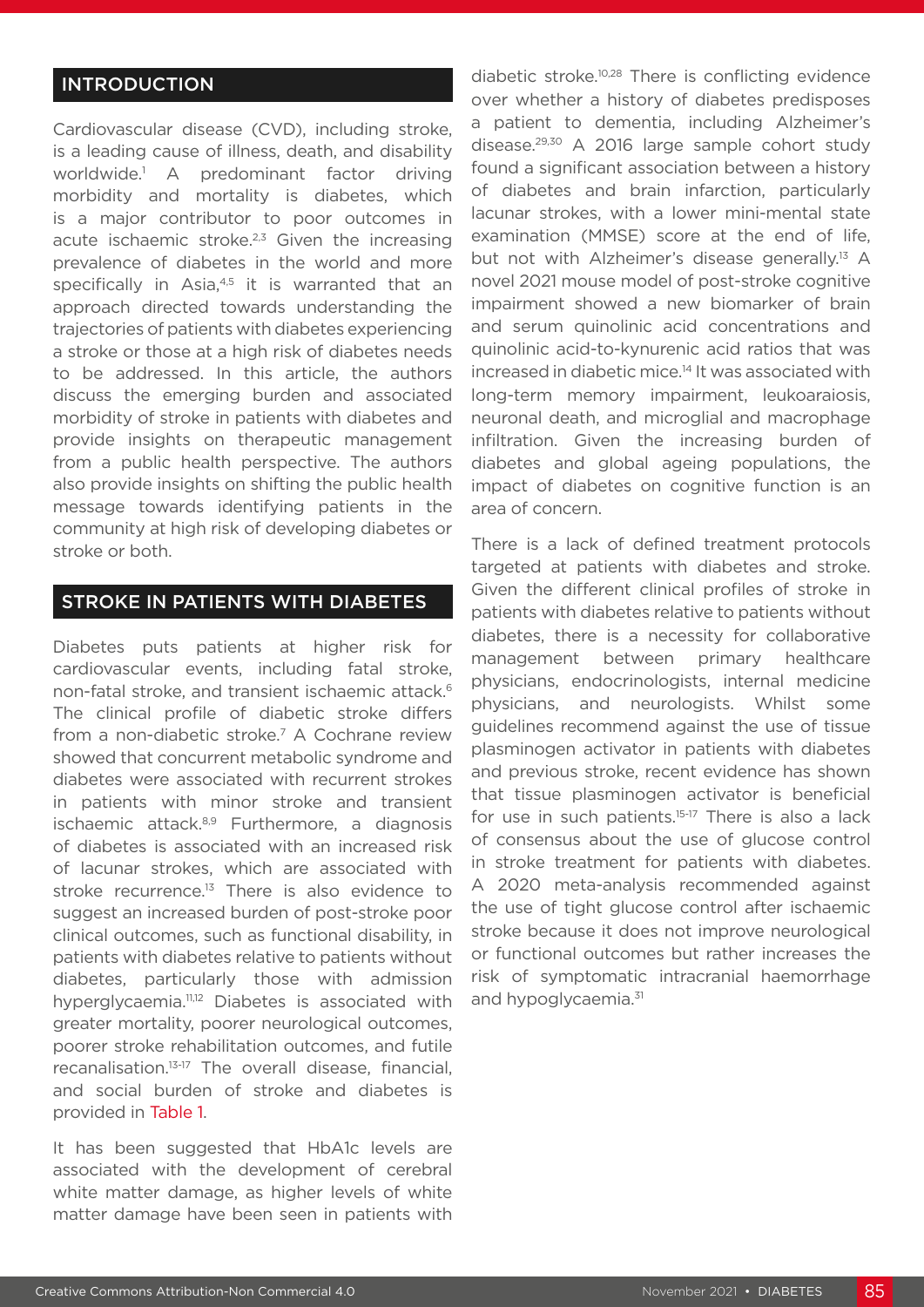## INTRODUCTION

Cardiovascular disease (CVD), including stroke, is a leading cause of illness, death, and disability worldwide.[1] A predominant factor driving morbidity and mortality is diabetes, which is a major contributor to poor outcomes in acute ischaemic stroke.[2,3] Given the increasing prevalence of diabetes in the world and more specifically in Asia,[4,5] it is warranted that an approach directed towards understanding the trajectories of patients with diabetes experiencing a stroke or those at a high risk of diabetes needs to be addressed. In this article, the authors discuss the emerging burden and associated morbidity of stroke in patients with diabetes and provide insights on therapeutic management from a public health perspective. The authors also provide insights on shifting the public health message towards identifying patients in the community at high risk of developing diabetes or stroke or both.

## STROKE IN PATIENTS WITH DIABETES

Diabetes puts patients at higher risk for cardiovascular events, including fatal stroke, non-fatal stroke, and transient ischaemic attack.[6] The clinical profile of diabetic stroke differs from a non-diabetic stroke.[7] A Cochrane review showed that concurrent metabolic syndrome and diabetes were associated with recurrent strokes in patients with minor stroke and transient ischaemic attack.[8,9] Furthermore, a diagnosis of diabetes is associated with an increased risk of lacunar strokes, which are associated with stroke recurrence.[13] There is also evidence to suggest an increased burden of post-stroke poor clinical outcomes, such as functional disability, in patients with diabetes relative to patients without diabetes, particularly those with admission hyperglycaemia.[11,12] Diabetes is associated with greater mortality, poorer neurological outcomes, poorer stroke rehabilitation outcomes, and futile recanalisation.[13-17] The overall disease, financial, and social burden of stroke and diabetes is provided in Table 1.

It has been suggested that HbA1c levels are associated with the development of cerebral white matter damage, as higher levels of white matter damage have been seen in patients with diabetic stroke.[10,28] There is conflicting evidence over whether a history of diabetes predisposes a patient to dementia, including Alzheimer's disease.[29,30] A 2016 large sample cohort study found a significant association between a history of diabetes and brain infarction, particularly lacunar strokes, with a lower mini-mental state examination (MMSE) score at the end of life, but not with Alzheimer's disease generally.[13] A novel 2021 mouse model of post-stroke cognitive impairment showed a new biomarker of brain and serum quinolinic acid concentrations and quinolinic acid-to-kynurenic acid ratios that was increased in diabetic mice.[14] It was associated with long-term memory impairment, leukoaraiosis, neuronal death, and microglial and macrophage infiltration. Given the increasing burden of diabetes and global ageing populations, the impact of diabetes on cognitive function is an area of concern.

There is a lack of defined treatment protocols targeted at patients with diabetes and stroke. Given the different clinical profiles of stroke in patients with diabetes relative to patients without diabetes, there is a necessity for collaborative management between primary healthcare physicians, endocrinologists, internal medicine physicians, and neurologists. Whilst some guidelines recommend against the use of tissue plasminogen activator in patients with diabetes and previous stroke, recent evidence has shown that tissue plasminogen activator is beneficial for use in such patients.[15-17] There is also a lack of consensus about the use of glucose control in stroke treatment for patients with diabetes. A 2020 meta-analysis recommended against the use of tight glucose control after ischaemic stroke because it does not improve neurological or functional outcomes but rather increases the risk of symptomatic intracranial haemorrhage and hypoglycaemia.[31]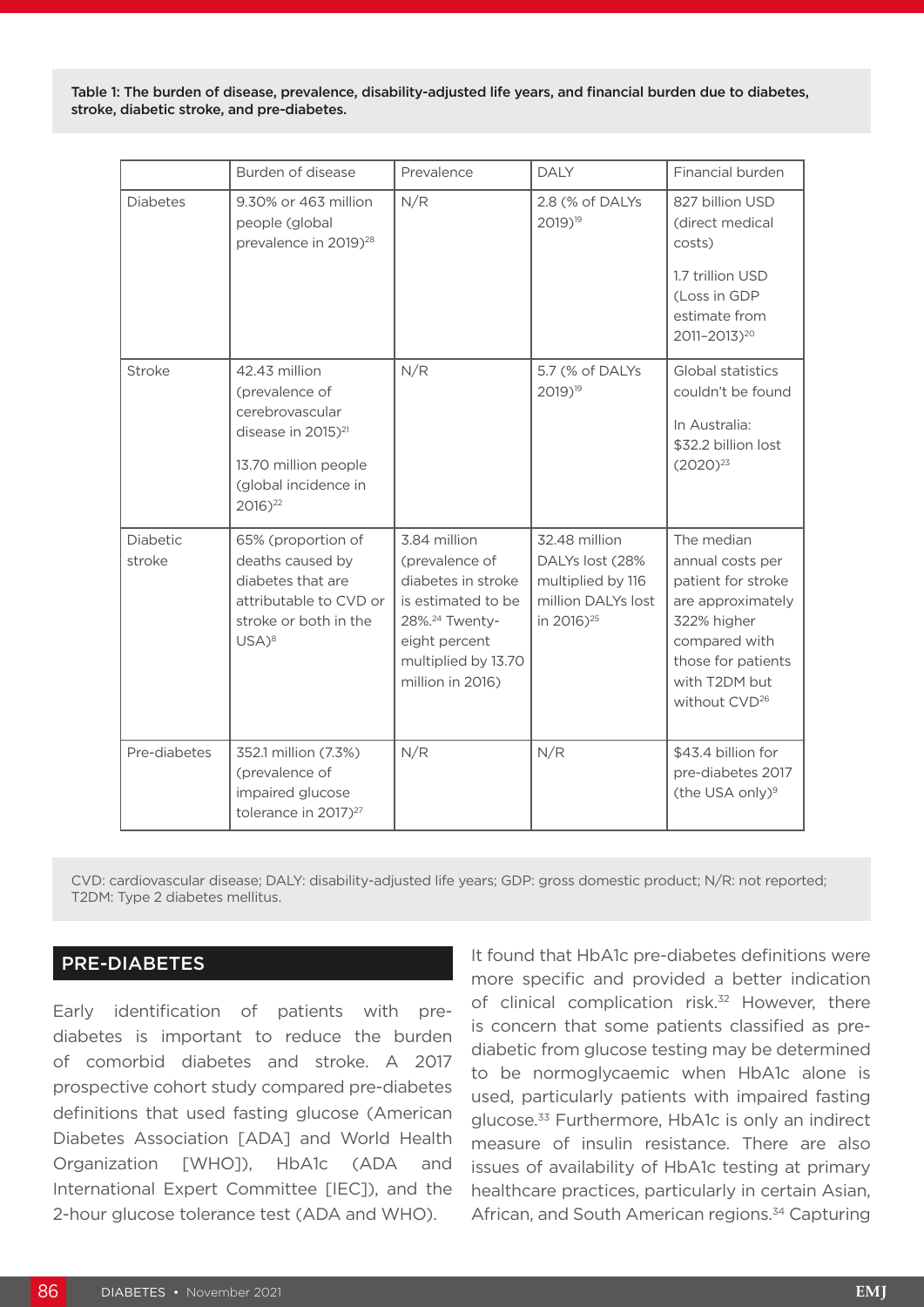Table 1: The burden of disease, prevalence, disability-adjusted life years, and financial burden due to diabetes, stroke, diabetic stroke, and pre-diabetes.

| | Burden of disease | Prevalence | DALY | Financial burden |
|---|---|---|---|---|
| Diabetes | 9.30% or 463 million people (global prevalence in 2019)[28] | N/R | 2.8 (% of DALYs 2019)[19] | 827 billion USD (direct medical costs)<br><br>1.7 trillion USD (Loss in GDP estimate from 2011–2013)[20] |
| Stroke | 42.43 million (prevalence of cerebrovascular disease in 2015)[21]<br><br>13.70 million people (global incidence in 2016)[22] | N/R | 5.7 (% of DALYs 2019)[19] | Global statistics couldn't be found<br><br>In Australia: $32.2 billion lost (2020)[23] |
| Diabetic stroke | 65% (proportion of deaths caused by diabetes that are attributable to CVD or stroke or both in the USA)[8] | 3.84 million (prevalence of diabetes in stroke is estimated to be 28%.[24] Twenty-eight percent multiplied by 13.70 million in 2016) | 32.48 million DALYs lost (28% multiplied by 116 million DALYs lost in 2016)[25] | The median annual costs per patient for stroke are approximately 322% higher compared with those for patients with T2DM but without CVD[26] |
| Pre-diabetes | 352.1 million (7.3%) (prevalence of impaired glucose tolerance in 2017)[27] | N/R | N/R | $43.4 billion for pre-diabetes 2017 (the USA only)[9] |

CVD: cardiovascular disease; DALY: disability-adjusted life years; GDP: gross domestic product; N/R: not reported; T2DM: Type 2 diabetes mellitus.

## PRE-DIABETES

Early identification of patients with pre-diabetes is important to reduce the burden of comorbid diabetes and stroke. A 2017 prospective cohort study compared pre-diabetes definitions that used fasting glucose (American Diabetes Association [ADA] and World Health Organization [WHO]), HbA1c (ADA and International Expert Committee [IEC]), and the 2-hour glucose tolerance test (ADA and WHO). It found that HbA1c pre-diabetes definitions were more specific and provided a better indication of clinical complication risk.[32] However, there is concern that some patients classified as pre-diabetic from glucose testing may be determined to be normoglycaemic when HbA1c alone is used, particularly patients with impaired fasting glucose.[33] Furthermore, HbA1c is only an indirect measure of insulin resistance. There are also issues of availability of HbA1c testing at primary healthcare practices, particularly in certain Asian, African, and South American regions.[34] Capturing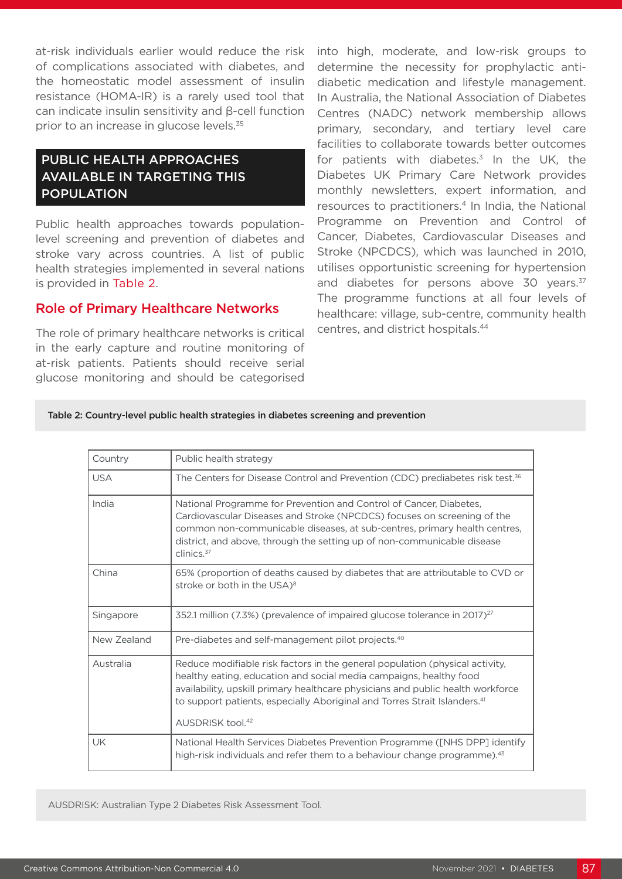at-risk individuals earlier would reduce the risk of complications associated with diabetes, and the homeostatic model assessment of insulin resistance (HOMA-IR) is a rarely used tool that can indicate insulin sensitivity and β-cell function prior to an increase in glucose levels.[35]

## PUBLIC HEALTH APPROACHES AVAILABLE IN TARGETING THIS POPULATION

Public health approaches towards population-level screening and prevention of diabetes and stroke vary across countries. A list of public health strategies implemented in several nations is provided in Table 2.

### Role of Primary Healthcare Networks

The role of primary healthcare networks is critical in the early capture and routine monitoring of at-risk patients. Patients should receive serial glucose monitoring and should be categorised into high, moderate, and low-risk groups to determine the necessity for prophylactic anti-diabetic medication and lifestyle management. In Australia, the National Association of Diabetes Centres (NADC) network membership allows primary, secondary, and tertiary level care facilities to collaborate towards better outcomes for patients with diabetes.[3] In the UK, the Diabetes UK Primary Care Network provides monthly newsletters, expert information, and resources to practitioners.[4] In India, the National Programme on Prevention and Control of Cancer, Diabetes, Cardiovascular Diseases and Stroke (NPCDCS), which was launched in 2010, utilises opportunistic screening for hypertension and diabetes for persons above 30 years.[37] The programme functions at all four levels of healthcare: village, sub-centre, community health centres, and district hospitals.[44]

**Table 2: Country-level public health strategies in diabetes screening and prevention**

| Country | Public health strategy |
|---|---|
| USA | The Centers for Disease Control and Prevention (CDC) prediabetes risk test.[36] |
| India | National Programme for Prevention and Control of Cancer, Diabetes, Cardiovascular Diseases and Stroke (NPCDCS) focuses on screening of the common non-communicable diseases, at sub-centres, primary health centres, district, and above, through the setting up of non-communicable disease clinics.[37] |
| China | 65% (proportion of deaths caused by diabetes that are attributable to CVD or stroke or both in the USA)[8] |
| Singapore | 352.1 million (7.3%) (prevalence of impaired glucose tolerance in 2017)[27] |
| New Zealand | Pre-diabetes and self-management pilot projects.[40] |
| Australia | Reduce modifiable risk factors in the general population (physical activity, healthy eating, education and social media campaigns, healthy food availability, upskill primary healthcare physicians and public health workforce to support patients, especially Aboriginal and Torres Strait Islanders.[41] AUSDRISK tool.[42] |
| UK | National Health Services Diabetes Prevention Programme ([NHS DPP] identify high-risk individuals and refer them to a behaviour change programme).[43] |

AUSDRISK: Australian Type 2 Diabetes Risk Assessment Tool.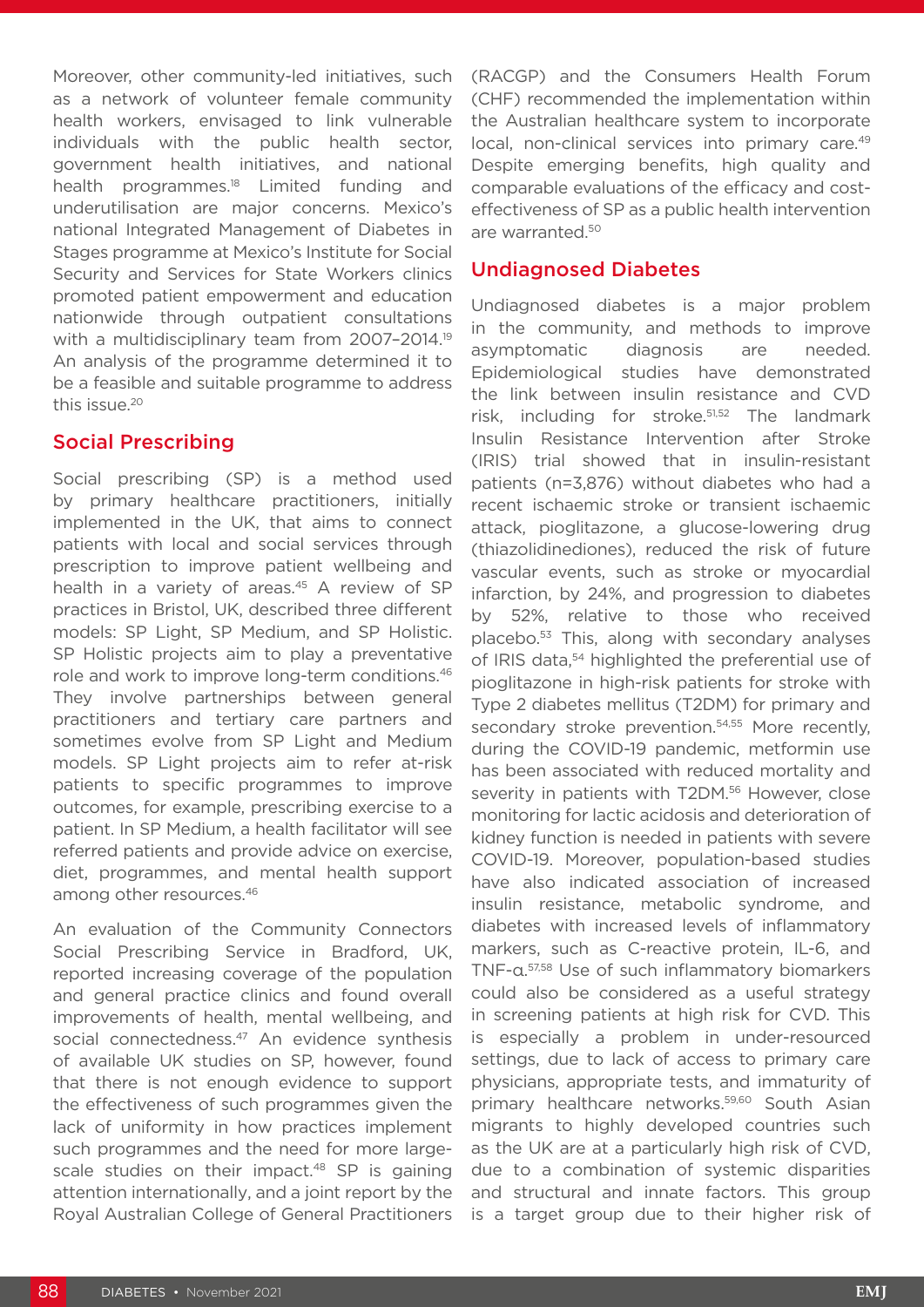Moreover, other community-led initiatives, such as a network of volunteer female community health workers, envisaged to link vulnerable individuals with the public health sector, government health initiatives, and national health programmes.[18] Limited funding and underutilisation are major concerns. Mexico's national Integrated Management of Diabetes in Stages programme at Mexico's Institute for Social Security and Services for State Workers clinics promoted patient empowerment and education nationwide through outpatient consultations with a multidisciplinary team from 2007–2014.[19] An analysis of the programme determined it to be a feasible and suitable programme to address this issue.[20]

## Social Prescribing

Social prescribing (SP) is a method used by primary healthcare practitioners, initially implemented in the UK, that aims to connect patients with local and social services through prescription to improve patient wellbeing and health in a variety of areas.[45] A review of SP practices in Bristol, UK, described three different models: SP Light, SP Medium, and SP Holistic. SP Holistic projects aim to play a preventative role and work to improve long-term conditions.[46] They involve partnerships between general practitioners and tertiary care partners and sometimes evolve from SP Light and Medium models. SP Light projects aim to refer at-risk patients to specific programmes to improve outcomes, for example, prescribing exercise to a patient. In SP Medium, a health facilitator will see referred patients and provide advice on exercise, diet, programmes, and mental health support among other resources.[46]

An evaluation of the Community Connectors Social Prescribing Service in Bradford, UK, reported increasing coverage of the population and general practice clinics and found overall improvements of health, mental wellbeing, and social connectedness.[47] An evidence synthesis of available UK studies on SP, however, found that there is not enough evidence to support the effectiveness of such programmes given the lack of uniformity in how practices implement such programmes and the need for more large-scale studies on their impact.[48] SP is gaining attention internationally, and a joint report by the Royal Australian College of General Practitioners (RACGP) and the Consumers Health Forum (CHF) recommended the implementation within the Australian healthcare system to incorporate local, non-clinical services into primary care.[49] Despite emerging benefits, high quality and comparable evaluations of the efficacy and cost-effectiveness of SP as a public health intervention are warranted.[50]

## Undiagnosed Diabetes

Undiagnosed diabetes is a major problem in the community, and methods to improve asymptomatic diagnosis are needed. Epidemiological studies have demonstrated the link between insulin resistance and CVD risk, including for stroke.[51,52] The landmark Insulin Resistance Intervention after Stroke (IRIS) trial showed that in insulin-resistant patients (n=3,876) without diabetes who had a recent ischaemic stroke or transient ischaemic attack, pioglitazone, a glucose-lowering drug (thiazolidinediones), reduced the risk of future vascular events, such as stroke or myocardial infarction, by 24%, and progression to diabetes by 52%, relative to those who received placebo.[53] This, along with secondary analyses of IRIS data,[54] highlighted the preferential use of pioglitazone in high-risk patients for stroke with Type 2 diabetes mellitus (T2DM) for primary and secondary stroke prevention.[54,55] More recently, during the COVID-19 pandemic, metformin use has been associated with reduced mortality and severity in patients with T2DM.[56] However, close monitoring for lactic acidosis and deterioration of kidney function is needed in patients with severe COVID-19. Moreover, population-based studies have also indicated association of increased insulin resistance, metabolic syndrome, and diabetes with increased levels of inflammatory markers, such as C-reactive protein, IL-6, and TNF-α.[57,58] Use of such inflammatory biomarkers could also be considered as a useful strategy in screening patients at high risk for CVD. This is especially a problem in under-resourced settings, due to lack of access to primary care physicians, appropriate tests, and immaturity of primary healthcare networks.[59,60] South Asian migrants to highly developed countries such as the UK are at a particularly high risk of CVD, due to a combination of systemic disparities and structural and innate factors. This group is a target group due to their higher risk of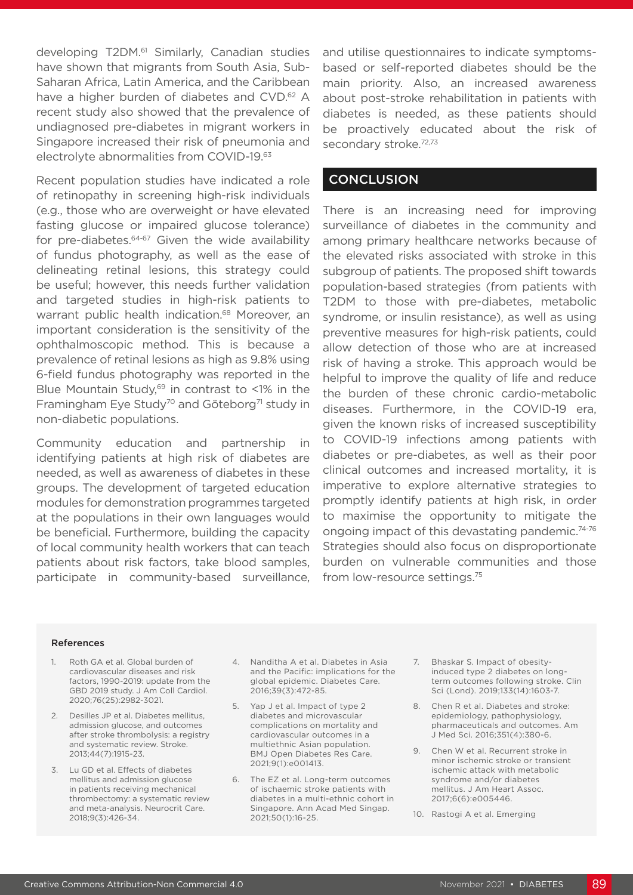developing T2DM.[61] Similarly, Canadian studies have shown that migrants from South Asia, Sub-Saharan Africa, Latin America, and the Caribbean have a higher burden of diabetes and CVD.[62] A recent study also showed that the prevalence of undiagnosed pre-diabetes in migrant workers in Singapore increased their risk of pneumonia and electrolyte abnormalities from COVID-19.[63]

Recent population studies have indicated a role of retinopathy in screening high-risk individuals (e.g., those who are overweight or have elevated fasting glucose or impaired glucose tolerance) for pre-diabetes.[64-67] Given the wide availability of fundus photography, as well as the ease of delineating retinal lesions, this strategy could be useful; however, this needs further validation and targeted studies in high-risk patients to warrant public health indication.[68] Moreover, an important consideration is the sensitivity of the ophthalmoscopic method. This is because a prevalence of retinal lesions as high as 9.8% using 6-field fundus photography was reported in the Blue Mountain Study,[69] in contrast to <1% in the Framingham Eye Study[70] and Göteborg[71] study in non-diabetic populations.

Community education and partnership in identifying patients at high risk of diabetes are needed, as well as awareness of diabetes in these groups. The development of targeted education modules for demonstration programmes targeted at the populations in their own languages would be beneficial. Furthermore, building the capacity of local community health workers that can teach patients about risk factors, take blood samples, participate in community-based surveillance, and utilise questionnaires to indicate symptoms-based or self-reported diabetes should be the main priority. Also, an increased awareness about post-stroke rehabilitation in patients with diabetes is needed, as these patients should be proactively educated about the risk of secondary stroke.[72,73]

## CONCLUSION

There is an increasing need for improving surveillance of diabetes in the community and among primary healthcare networks because of the elevated risks associated with stroke in this subgroup of patients. The proposed shift towards population-based strategies (from patients with T2DM to those with pre-diabetes, metabolic syndrome, or insulin resistance), as well as using preventive measures for high-risk patients, could allow detection of those who are at increased risk of having a stroke. This approach would be helpful to improve the quality of life and reduce the burden of these chronic cardio-metabolic diseases. Furthermore, in the COVID-19 era, given the known risks of increased susceptibility to COVID-19 infections among patients with diabetes or pre-diabetes, as well as their poor clinical outcomes and increased mortality, it is imperative to explore alternative strategies to promptly identify patients at high risk, in order to maximise the opportunity to mitigate the ongoing impact of this devastating pandemic.[74-76] Strategies should also focus on disproportionate burden on vulnerable communities and those from low-resource settings.[75]

### References

1. Roth GA et al. Global burden of cardiovascular diseases and risk factors, 1990-2019: update from the GBD 2019 study. J Am Coll Cardiol. 2020;76(25):2982-3021.
2. Desilles JP et al. Diabetes mellitus, admission glucose, and outcomes after stroke thrombolysis: a registry and systematic review. Stroke. 2013;44(7):1915-23.
3. Lu GD et al. Effects of diabetes mellitus and admission glucose in patients receiving mechanical thrombectomy: a systematic review and meta-analysis. Neurocrit Care. 2018;9(3):426-34.
4. Nanditha A et al. Diabetes in Asia and the Pacific: implications for the global epidemic. Diabetes Care. 2016;39(3):472-85.
5. Yap J et al. Impact of type 2 diabetes and microvascular complications on mortality and cardiovascular outcomes in a multiethnic Asian population. BMJ Open Diabetes Res Care. 2021;9(1):e001413.
6. The EZ et al. Long-term outcomes of ischaemic stroke patients with diabetes in a multi-ethnic cohort in Singapore. Ann Acad Med Singap. 2021;50(1):16-25.
7. Bhaskar S. Impact of obesity-induced type 2 diabetes on long-term outcomes following stroke. Clin Sci (Lond). 2019;133(14):1603-7.
8. Chen R et al. Diabetes and stroke: epidemiology, pathophysiology, pharmaceuticals and outcomes. Am J Med Sci. 2016;351(4):380-6.
9. Chen W et al. Recurrent stroke in minor ischemic stroke or transient ischemic attack with metabolic syndrome and/or diabetes mellitus. J Am Heart Assoc. 2017;6(6):e005446.
10. Rastogi A et al. Emerging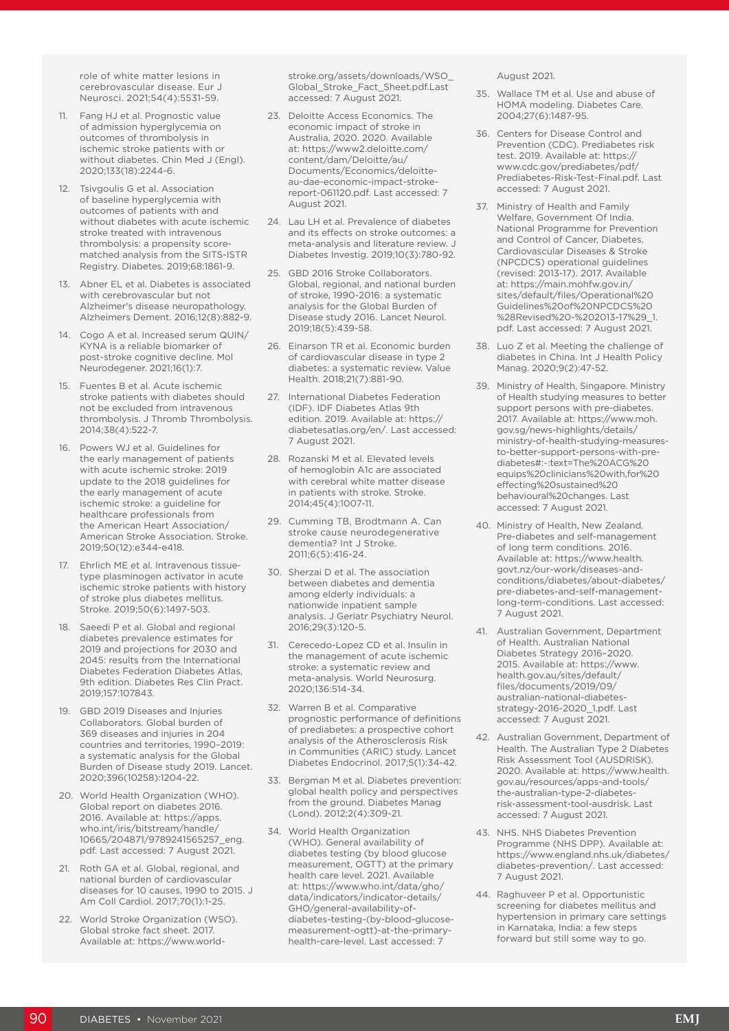role of white matter lesions in cerebrovascular disease. Eur J Neurosci. 2021;54(4):5531-59.

11. Fang HJ et al. Prognostic value of admission hyperglycemia on outcomes of thrombolysis in ischemic stroke patients with or without diabetes. Chin Med J (Engl). 2020;133(18):2244-6.

12. Tsivgoulis G et al. Association of baseline hyperglycemia with outcomes of patients with and without diabetes with acute ischemic stroke treated with intravenous thrombolysis: a propensity score-matched analysis from the SITS-ISTR Registry. Diabetes. 2019;68:1861-9.

13. Abner EL et al. Diabetes is associated with cerebrovascular but not Alzheimer's disease neuropathology. Alzheimers Dement. 2016;12(8):882-9.

14. Cogo A et al. Increased serum QUIN/KYNA is a reliable biomarker of post-stroke cognitive decline. Mol Neurodegener. 2021;16(1):7.

15. Fuentes B et al. Acute ischemic stroke patients with diabetes should not be excluded from intravenous thrombolysis. J Thromb Thrombolysis. 2014;38(4):522-7.

16. Powers WJ et al. Guidelines for the early management of patients with acute ischemic stroke: 2019 update to the 2018 guidelines for the early management of acute ischemic stroke: a guideline for healthcare professionals from the American Heart Association/American Stroke Association. Stroke. 2019;50(12):e344-e418.

17. Ehrlich ME et al. Intravenous tissue-type plasminogen activator in acute ischemic stroke patients with history of stroke plus diabetes mellitus. Stroke. 2019;50(6):1497-503.

18. Saeedi P et al. Global and regional diabetes prevalence estimates for 2019 and projections for 2030 and 2045: results from the International Diabetes Federation Diabetes Atlas, 9th edition. Diabetes Res Clin Pract. 2019;157:107843.

19. GBD 2019 Diseases and Injuries Collaborators. Global burden of 369 diseases and injuries in 204 countries and territories, 1990–2019: a systematic analysis for the Global Burden of Disease study 2019. Lancet. 2020;396(10258):1204-22.

20. World Health Organization (WHO). Global report on diabetes 2016. 2016. Available at: https://apps.who.int/iris/bitstream/handle/10665/204871/9789241565257_eng.pdf. Last accessed: 7 August 2021.

21. Roth GA et al. Global, regional, and national burden of cardiovascular diseases for 10 causes, 1990 to 2015. J Am Coll Cardiol. 2017;70(1):1-25.

22. World Stroke Organization (WSO). Global stroke fact sheet. 2017. Available at: https://www.world-stroke.org/assets/downloads/WSO_Global_Stroke_Fact_Sheet.pdf.Last accessed: 7 August 2021.

23. Deloitte Access Economics. The economic impact of stroke in Australia, 2020. 2020. Available at: https://www2.deloitte.com/content/dam/Deloitte/au/Documents/Economics/deloitte-au-dae-economic-impact-stroke-report-061120.pdf. Last accessed: 7 August 2021.

24. Lau LH et al. Prevalence of diabetes and its effects on stroke outcomes: a meta-analysis and literature review. J Diabetes Investig. 2019;10(3):780-92.

25. GBD 2016 Stroke Collaborators. Global, regional, and national burden of stroke, 1990-2016: a systematic analysis for the Global Burden of Disease study 2016. Lancet Neurol. 2019;18(5):439-58.

26. Einarson TR et al. Economic burden of cardiovascular disease in type 2 diabetes: a systematic review. Value Health. 2018;21(7):881-90.

27. International Diabetes Federation (IDF). IDF Diabetes Atlas 9th edition. 2019. Available at: https://diabetesatlas.org/en/. Last accessed: 7 August 2021.

28. Rozanski M et al. Elevated levels of hemoglobin A1c are associated with cerebral white matter disease in patients with stroke. Stroke. 2014;45(4):1007-11.

29. Cumming TB, Brodtmann A. Can stroke cause neurodegenerative dementia? Int J Stroke. 2011;6(5):416-24.

30. Sherzai D et al. The association between diabetes and dementia among elderly individuals: a nationwide inpatient sample analysis. J Geriatr Psychiatry Neurol. 2016;29(3):120-5.

31. Cerecedo-Lopez CD et al. Insulin in the management of acute ischemic stroke: a systematic review and meta-analysis. World Neurosurg. 2020;136:514-34.

32. Warren B et al. Comparative prognostic performance of definitions of prediabetes: a prospective cohort analysis of the Atherosclerosis Risk in Communities (ARIC) study. Lancet Diabetes Endocrinol. 2017;5(1):34-42.

33. Bergman M et al. Diabetes prevention: global health policy and perspectives from the ground. Diabetes Manag (Lond). 2012;2(4):309-21.

34. World Health Organization (WHO). General availability of diabetes testing (by blood glucose measurement, OGTT) at the primary health care level. 2021. Available at: https://www.who.int/data/gho/data/indicators/indicator-details/GHO/general-availability-of-diabetes-testing-(by-blood-glucose-measurement-ogtt)-at-the-primary-health-care-level. Last accessed: 7 August 2021.

35. Wallace TM et al. Use and abuse of HOMA modeling. Diabetes Care. 2004;27(6):1487-95.

36. Centers for Disease Control and Prevention (CDC). Prediabetes risk test. 2019. Available at: https://www.cdc.gov/prediabetes/pdf/Prediabetes-Risk-Test-Final.pdf. Last accessed: 7 August 2021.

37. Ministry of Health and Family Welfare, Government Of India. National Programme for Prevention and Control of Cancer, Diabetes, Cardiovascular Diseases & Stroke (NPCDCS) operational guidelines (revised: 2013-17). 2017. Available at: https://main.mohfw.gov.in/sites/default/files/Operational%20Guidelines%20of%20NPCDCS%20%28Revised%20-%202013-17%29_1.pdf. Last accessed: 7 August 2021.

38. Luo Z et al. Meeting the challenge of diabetes in China. Int J Health Policy Manag. 2020;9(2):47-52.

39. Ministry of Health, Singapore. Ministry of Health studying measures to better support persons with pre-diabetes. 2017. Available at: https://www.moh.gov.sg/news-highlights/details/ministry-of-health-studying-measures-to-better-support-persons-with-pre-diabetes#:~:text=The%20ACG%20equips%20clinicians%20with,for%20effecting%20sustained%20behavioural%20changes. Last accessed: 7 August 2021.

40. Ministry of Health, New Zealand. Pre-diabetes and self-management of long term conditions. 2016. Available at: https://www.health.govt.nz/our-work/diseases-and-conditions/diabetes/about-diabetes/pre-diabetes-and-self-management-long-term-conditions. Last accessed: 7 August 2021.

41. Australian Government, Department of Health. Australian National Diabetes Strategy 2016–2020. 2015. Available at: https://www.health.gov.au/sites/default/files/documents/2019/09/australian-national-diabetes-strategy-2016-2020_1.pdf. Last accessed: 7 August 2021.

42. Australian Government, Department of Health. The Australian Type 2 Diabetes Risk Assessment Tool (AUSDRISK). 2020. Available at: https://www.health.gov.au/resources/apps-and-tools/the-australian-type-2-diabetes-risk-assessment-tool-ausdrisk. Last accessed: 7 August 2021.

43. NHS. NHS Diabetes Prevention Programme (NHS DPP). Available at: https://www.england.nhs.uk/diabetes/diabetes-prevention/. Last accessed: 7 August 2021.

44. Raghuveer P et al. Opportunistic screening for diabetes mellitus and hypertension in primary care settings in Karnataka, India: a few steps forward but still some way to go.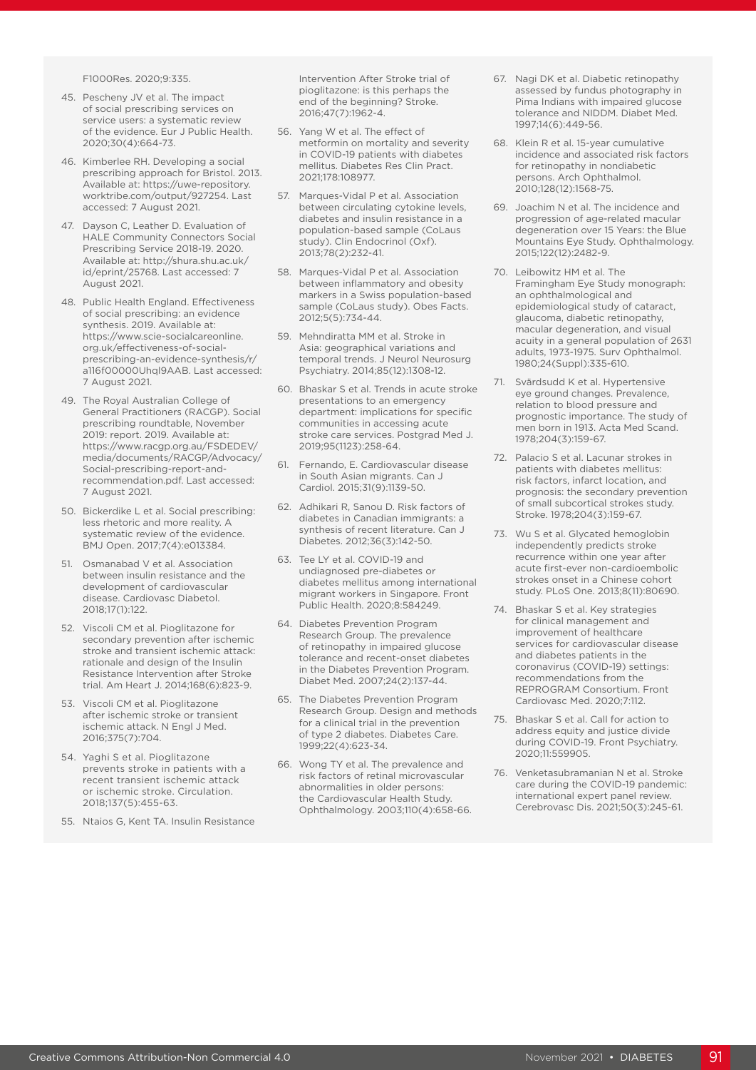F1000Res. 2020;9:335.

45. Pescheny JV et al. The impact of social prescribing services on service users: a systematic review of the evidence. Eur J Public Health. 2020;30(4):664-73.
46. Kimberlee RH. Developing a social prescribing approach for Bristol. 2013. Available at: https://uwe-repository.worktribe.com/output/927254. Last accessed: 7 August 2021.
47. Dayson C, Leather D. Evaluation of HALE Community Connectors Social Prescribing Service 2018-19. 2020. Available at: http://shura.shu.ac.uk/id/eprint/25768. Last accessed: 7 August 2021.
48. Public Health England. Effectiveness of social prescribing: an evidence synthesis. 2019. Available at: https://www.scie-socialcareonline.org.uk/effectiveness-of-social-prescribing-an-evidence-synthesis/r/a116f00000Uhql9AAB. Last accessed: 7 August 2021.
49. The Royal Australian College of General Practitioners (RACGP). Social prescribing roundtable, November 2019: report. 2019. Available at: https://www.racgp.org.au/FSDEDEV/media/documents/RACGP/Advocacy/Social-prescribing-report-and-recommendation.pdf. Last accessed: 7 August 2021.
50. Bickerdike L et al. Social prescribing: less rhetoric and more reality. A systematic review of the evidence. BMJ Open. 2017;7(4):e013384.
51. Osmanabad V et al. Association between insulin resistance and the development of cardiovascular disease. Cardiovasc Diabetol. 2018;17(1):122.
52. Viscoli CM et al. Pioglitazone for secondary prevention after ischemic stroke and transient ischemic attack: rationale and design of the Insulin Resistance Intervention after Stroke trial. Am Heart J. 2014;168(6):823-9.
53. Viscoli CM et al. Pioglitazone after ischemic stroke or transient ischemic attack. N Engl J Med. 2016;375(7):704.
54. Yaghi S et al. Pioglitazone prevents stroke in patients with a recent transient ischemic attack or ischemic stroke. Circulation. 2018;137(5):455-63.
55. Ntaios G, Kent TA. Insulin Resistance Intervention After Stroke trial of pioglitazone: is this perhaps the end of the beginning? Stroke. 2016;47(7):1962-4.
56. Yang W et al. The effect of metformin on mortality and severity in COVID-19 patients with diabetes mellitus. Diabetes Res Clin Pract. 2021;178:108977.
57. Marques-Vidal P et al. Association between circulating cytokine levels, diabetes and insulin resistance in a population-based sample (CoLaus study). Clin Endocrinol (Oxf). 2013;78(2):232-41.
58. Marques-Vidal P et al. Association between inflammatory and obesity markers in a Swiss population-based sample (CoLaus study). Obes Facts. 2012;5(5):734-44.
59. Mehndiratta MM et al. Stroke in Asia: geographical variations and temporal trends. J Neurol Neurosurg Psychiatry. 2014;85(12):1308-12.
60. Bhaskar S et al. Trends in acute stroke presentations to an emergency department: implications for specific communities in accessing acute stroke care services. Postgrad Med J. 2019;95(1123):258-64.
61. Fernando, E. Cardiovascular disease in South Asian migrants. Can J Cardiol. 2015;31(9):1139-50.
62. Adhikari R, Sanou D. Risk factors of diabetes in Canadian immigrants: a synthesis of recent literature. Can J Diabetes. 2012;36(3):142-50.
63. Tee LY et al. COVID-19 and undiagnosed pre-diabetes or diabetes mellitus among international migrant workers in Singapore. Front Public Health. 2020;8:584249.
64. Diabetes Prevention Program Research Group. The prevalence of retinopathy in impaired glucose tolerance and recent-onset diabetes in the Diabetes Prevention Program. Diabet Med. 2007;24(2):137-44.
65. The Diabetes Prevention Program Research Group. Design and methods for a clinical trial in the prevention of type 2 diabetes. Diabetes Care. 1999;22(4):623-34.
66. Wong TY et al. The prevalence and risk factors of retinal microvascular abnormalities in older persons: the Cardiovascular Health Study. Ophthalmology. 2003;110(4):658-66.
67. Nagi DK et al. Diabetic retinopathy assessed by fundus photography in Pima Indians with impaired glucose tolerance and NIDDM. Diabet Med. 1997;14(6):449-56.
68. Klein R et al. 15-year cumulative incidence and associated risk factors for retinopathy in nondiabetic persons. Arch Ophthalmol. 2010;128(12):1568-75.
69. Joachim N et al. The incidence and progression of age-related macular degeneration over 15 Years: the Blue Mountains Eye Study. Ophthalmology. 2015;122(12):2482-9.
70. Leibowitz HM et al. The Framingham Eye Study monograph: an ophthalmological and epidemiological study of cataract, glaucoma, diabetic retinopathy, macular degeneration, and visual acuity in a general population of 2631 adults, 1973-1975. Surv Ophthalmol. 1980;24(Suppl):335-610.
71. Svärdsudd K et al. Hypertensive eye ground changes. Prevalence, relation to blood pressure and prognostic importance. The study of men born in 1913. Acta Med Scand. 1978;204(3):159-67.
72. Palacio S et al. Lacunar strokes in patients with diabetes mellitus: risk factors, infarct location, and prognosis: the secondary prevention of small subcortical strokes study. Stroke. 1978;204(3):159-67.
73. Wu S et al. Glycated hemoglobin independently predicts stroke recurrence within one year after acute first-ever non-cardioembolic strokes onset in a Chinese cohort study. PLoS One. 2013;8(11):80690.
74. Bhaskar S et al. Key strategies for clinical management and improvement of healthcare services for cardiovascular disease and diabetes patients in the coronavirus (COVID-19) settings: recommendations from the REPROGRAM Consortium. Front Cardiovasc Med. 2020;7:112.
75. Bhaskar S et al. Call for action to address equity and justice divide during COVID-19. Front Psychiatry. 2020;11:559905.
76. Venketasubramanian N et al. Stroke care during the COVID-19 pandemic: international expert panel review. Cerebrovasc Dis. 2021;50(3):245-61.